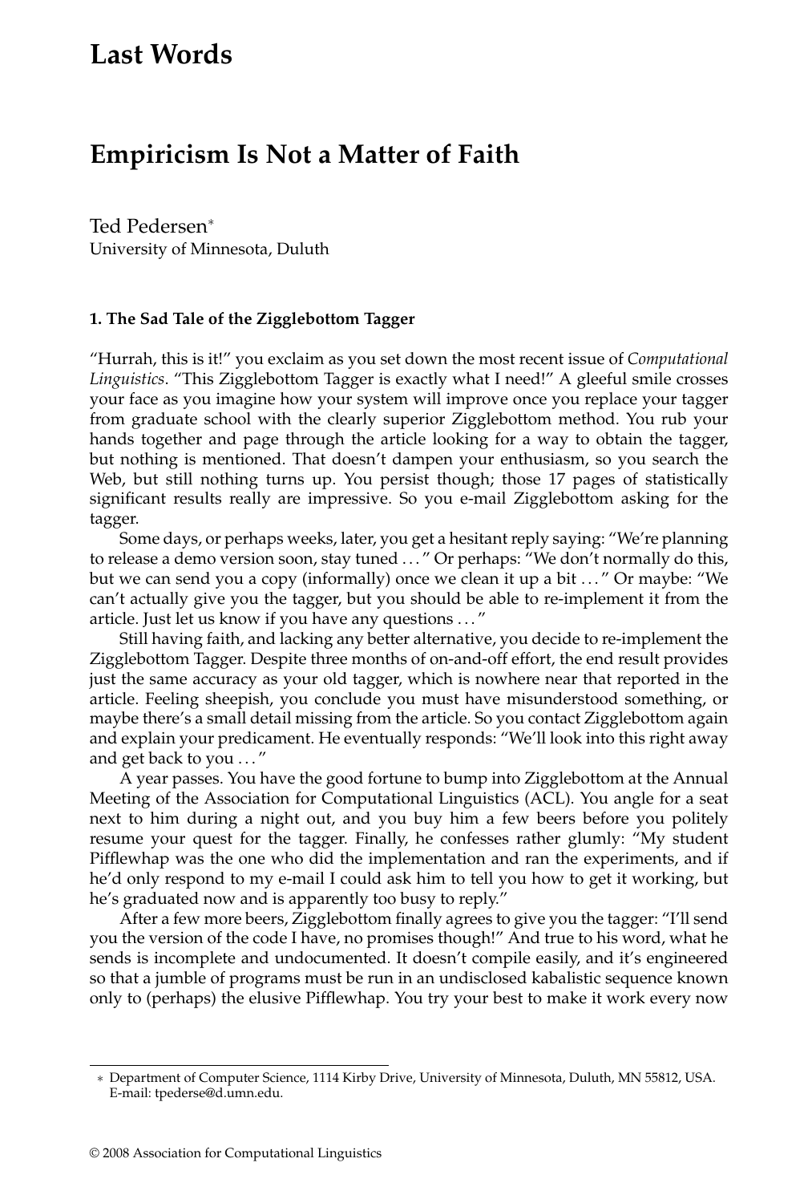# Last Words

## Empiricism Is Not a Matter of Faith

Ted Pedersen*
University of Minnesota, Duluth

### 1. The Sad Tale of the Zigglebottom Tagger

"Hurrah, this is it!" you exclaim as you set down the most recent issue of *Computational Linguistics*. "This Zigglebottom Tagger is exactly what I need!" A gleeful smile crosses your face as you imagine how your system will improve once you replace your tagger from graduate school with the clearly superior Zigglebottom method. You rub your hands together and page through the article looking for a way to obtain the tagger, but nothing is mentioned. That doesn't dampen your enthusiasm, so you search the Web, but still nothing turns up. You persist though; those 17 pages of statistically significant results really are impressive. So you e-mail Zigglebottom asking for the tagger.

Some days, or perhaps weeks, later, you get a hesitant reply saying: "We're planning to release a demo version soon, stay tuned ..." Or perhaps: "We don't normally do this, but we can send you a copy (informally) once we clean it up a bit ..." Or maybe: "We can't actually give you the tagger, but you should be able to re-implement it from the article. Just let us know if you have any questions ..."

Still having faith, and lacking any better alternative, you decide to re-implement the Zigglebottom Tagger. Despite three months of on-and-off effort, the end result provides just the same accuracy as your old tagger, which is nowhere near that reported in the article. Feeling sheepish, you conclude you must have misunderstood something, or maybe there's a small detail missing from the article. So you contact Zigglebottom again and explain your predicament. He eventually responds: "We'll look into this right away and get back to you ..."

A year passes. You have the good fortune to bump into Zigglebottom at the Annual Meeting of the Association for Computational Linguistics (ACL). You angle for a seat next to him during a night out, and you buy him a few beers before you politely resume your quest for the tagger. Finally, he confesses rather glumly: "My student Pifflewhap was the one who did the implementation and ran the experiments, and if he'd only respond to my e-mail I could ask him to tell you how to get it working, but he's graduated now and is apparently too busy to reply."

After a few more beers, Zigglebottom finally agrees to give you the tagger: "I'll send you the version of the code I have, no promises though!" And true to his word, what he sends is incomplete and undocumented. It doesn't compile easily, and it's engineered so that a jumble of programs must be run in an undisclosed kabalistic sequence known only to (perhaps) the elusive Pifflewhap. You try your best to make it work every now

---

* Department of Computer Science, 1114 Kirby Drive, University of Minnesota, Duluth, MN 55812, USA. E-mail: tpederse@d.umn.edu.

© 2008 Association for Computational Linguistics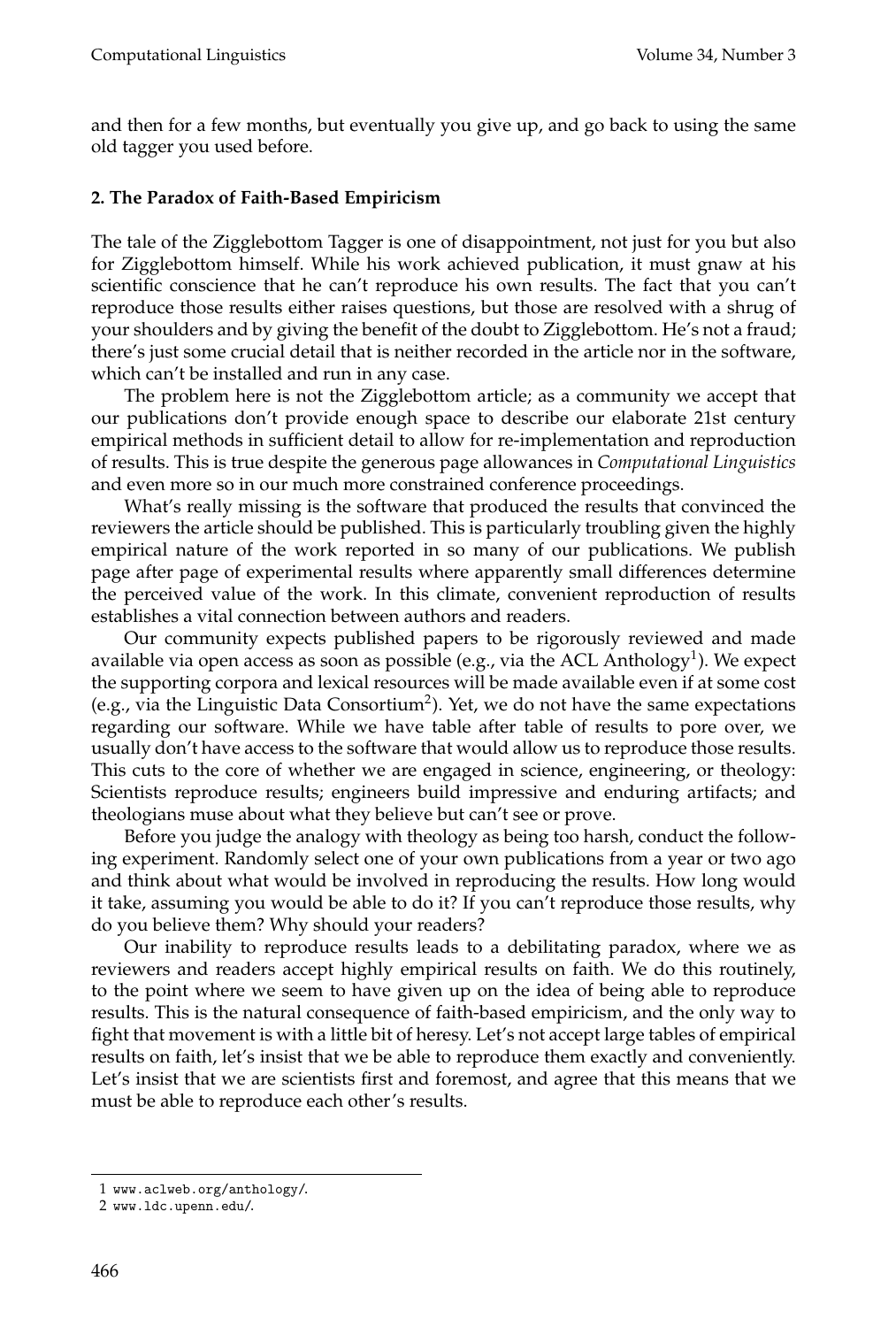and then for a few months, but eventually you give up, and go back to using the same old tagger you used before.

## 2. The Paradox of Faith-Based Empiricism

The tale of the Zigglebottom Tagger is one of disappointment, not just for you but also for Zigglebottom himself. While his work achieved publication, it must gnaw at his scientific conscience that he can't reproduce his own results. The fact that you can't reproduce those results either raises questions, but those are resolved with a shrug of your shoulders and by giving the benefit of the doubt to Zigglebottom. He's not a fraud; there's just some crucial detail that is neither recorded in the article nor in the software, which can't be installed and run in any case.

The problem here is not the Zigglebottom article; as a community we accept that our publications don't provide enough space to describe our elaborate 21st century empirical methods in sufficient detail to allow for re-implementation and reproduction of results. This is true despite the generous page allowances in *Computational Linguistics* and even more so in our much more constrained conference proceedings.

What's really missing is the software that produced the results that convinced the reviewers the article should be published. This is particularly troubling given the highly empirical nature of the work reported in so many of our publications. We publish page after page of experimental results where apparently small differences determine the perceived value of the work. In this climate, convenient reproduction of results establishes a vital connection between authors and readers.

Our community expects published papers to be rigorously reviewed and made available via open access as soon as possible (e.g., via the ACL Anthology[1]). We expect the supporting corpora and lexical resources will be made available even if at some cost (e.g., via the Linguistic Data Consortium[2]). Yet, we do not have the same expectations regarding our software. While we have table after table of results to pore over, we usually don't have access to the software that would allow us to reproduce those results. This cuts to the core of whether we are engaged in science, engineering, or theology: Scientists reproduce results; engineers build impressive and enduring artifacts; and theologians muse about what they believe but can't see or prove.

Before you judge the analogy with theology as being too harsh, conduct the following experiment. Randomly select one of your own publications from a year or two ago and think about what would be involved in reproducing the results. How long would it take, assuming you would be able to do it? If you can't reproduce those results, why do you believe them? Why should your readers?

Our inability to reproduce results leads to a debilitating paradox, where we as reviewers and readers accept highly empirical results on faith. We do this routinely, to the point where we seem to have given up on the idea of being able to reproduce results. This is the natural consequence of faith-based empiricism, and the only way to fight that movement is with a little bit of heresy. Let's not accept large tables of empirical results on faith, let's insist that we be able to reproduce them exactly and conveniently. Let's insist that we are scientists first and foremost, and agree that this means that we must be able to reproduce each other's results.

---

1 www.aclweb.org/anthology/.

2 www.ldc.upenn.edu/.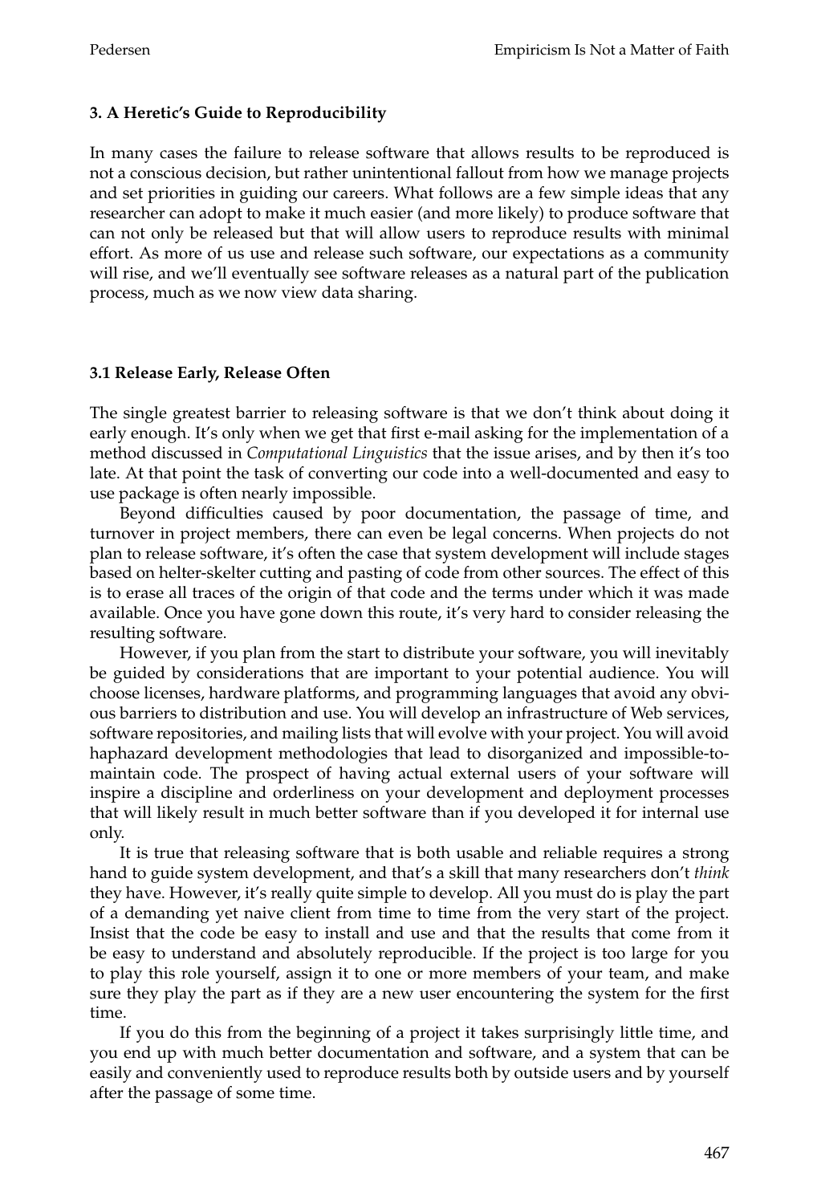### 3. A Heretic's Guide to Reproducibility

In many cases the failure to release software that allows results to be reproduced is not a conscious decision, but rather unintentional fallout from how we manage projects and set priorities in guiding our careers. What follows are a few simple ideas that any researcher can adopt to make it much easier (and more likely) to produce software that can not only be released but that will allow users to reproduce results with minimal effort. As more of us use and release such software, our expectations as a community will rise, and we'll eventually see software releases as a natural part of the publication process, much as we now view data sharing.

#### 3.1 Release Early, Release Often

The single greatest barrier to releasing software is that we don't think about doing it early enough. It's only when we get that first e-mail asking for the implementation of a method discussed in *Computational Linguistics* that the issue arises, and by then it's too late. At that point the task of converting our code into a well-documented and easy to use package is often nearly impossible.

Beyond difficulties caused by poor documentation, the passage of time, and turnover in project members, there can even be legal concerns. When projects do not plan to release software, it's often the case that system development will include stages based on helter-skelter cutting and pasting of code from other sources. The effect of this is to erase all traces of the origin of that code and the terms under which it was made available. Once you have gone down this route, it's very hard to consider releasing the resulting software.

However, if you plan from the start to distribute your software, you will inevitably be guided by considerations that are important to your potential audience. You will choose licenses, hardware platforms, and programming languages that avoid any obvious barriers to distribution and use. You will develop an infrastructure of Web services, software repositories, and mailing lists that will evolve with your project. You will avoid haphazard development methodologies that lead to disorganized and impossible-to-maintain code. The prospect of having actual external users of your software will inspire a discipline and orderliness on your development and deployment processes that will likely result in much better software than if you developed it for internal use only.

It is true that releasing software that is both usable and reliable requires a strong hand to guide system development, and that's a skill that many researchers don't *think* they have. However, it's really quite simple to develop. All you must do is play the part of a demanding yet naive client from time to time from the very start of the project. Insist that the code be easy to install and use and that the results that come from it be easy to understand and absolutely reproducible. If the project is too large for you to play this role yourself, assign it to one or more members of your team, and make sure they play the part as if they are a new user encountering the system for the first time.

If you do this from the beginning of a project it takes surprisingly little time, and you end up with much better documentation and software, and a system that can be easily and conveniently used to reproduce results both by outside users and by yourself after the passage of some time.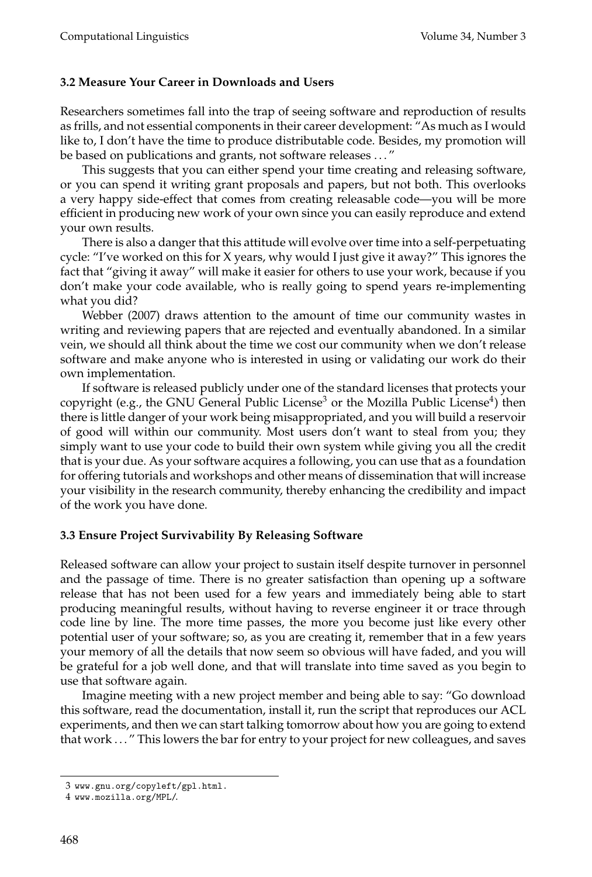### 3.2 Measure Your Career in Downloads and Users

Researchers sometimes fall into the trap of seeing software and reproduction of results as frills, and not essential components in their career development: "As much as I would like to, I don't have the time to produce distributable code. Besides, my promotion will be based on publications and grants, not software releases . . . "

This suggests that you can either spend your time creating and releasing software, or you can spend it writing grant proposals and papers, but not both. This overlooks a very happy side-effect that comes from creating releasable code—you will be more efficient in producing new work of your own since you can easily reproduce and extend your own results.

There is also a danger that this attitude will evolve over time into a self-perpetuating cycle: "I've worked on this for X years, why would I just give it away?" This ignores the fact that "giving it away" will make it easier for others to use your work, because if you don't make your code available, who is really going to spend years re-implementing what you did?

Webber (2007) draws attention to the amount of time our community wastes in writing and reviewing papers that are rejected and eventually abandoned. In a similar vein, we should all think about the time we cost our community when we don't release software and make anyone who is interested in using or validating our work do their own implementation.

If software is released publicly under one of the standard licenses that protects your copyright (e.g., the GNU General Public License[3] or the Mozilla Public License[4]) then there is little danger of your work being misappropriated, and you will build a reservoir of good will within our community. Most users don't want to steal from you; they simply want to use your code to build their own system while giving you all the credit that is your due. As your software acquires a following, you can use that as a foundation for offering tutorials and workshops and other means of dissemination that will increase your visibility in the research community, thereby enhancing the credibility and impact of the work you have done.

### 3.3 Ensure Project Survivability By Releasing Software

Released software can allow your project to sustain itself despite turnover in personnel and the passage of time. There is no greater satisfaction than opening up a software release that has not been used for a few years and immediately being able to start producing meaningful results, without having to reverse engineer it or trace through code line by line. The more time passes, the more you become just like every other potential user of your software; so, as you are creating it, remember that in a few years your memory of all the details that now seem so obvious will have faded, and you will be grateful for a job well done, and that will translate into time saved as you begin to use that software again.

Imagine meeting with a new project member and being able to say: "Go download this software, read the documentation, install it, run the script that reproduces our ACL experiments, and then we can start talking tomorrow about how you are going to extend that work . . . " This lowers the bar for entry to your project for new colleagues, and saves

---

3 www.gnu.org/copyleft/gpl.html.

4 www.mozilla.org/MPL/.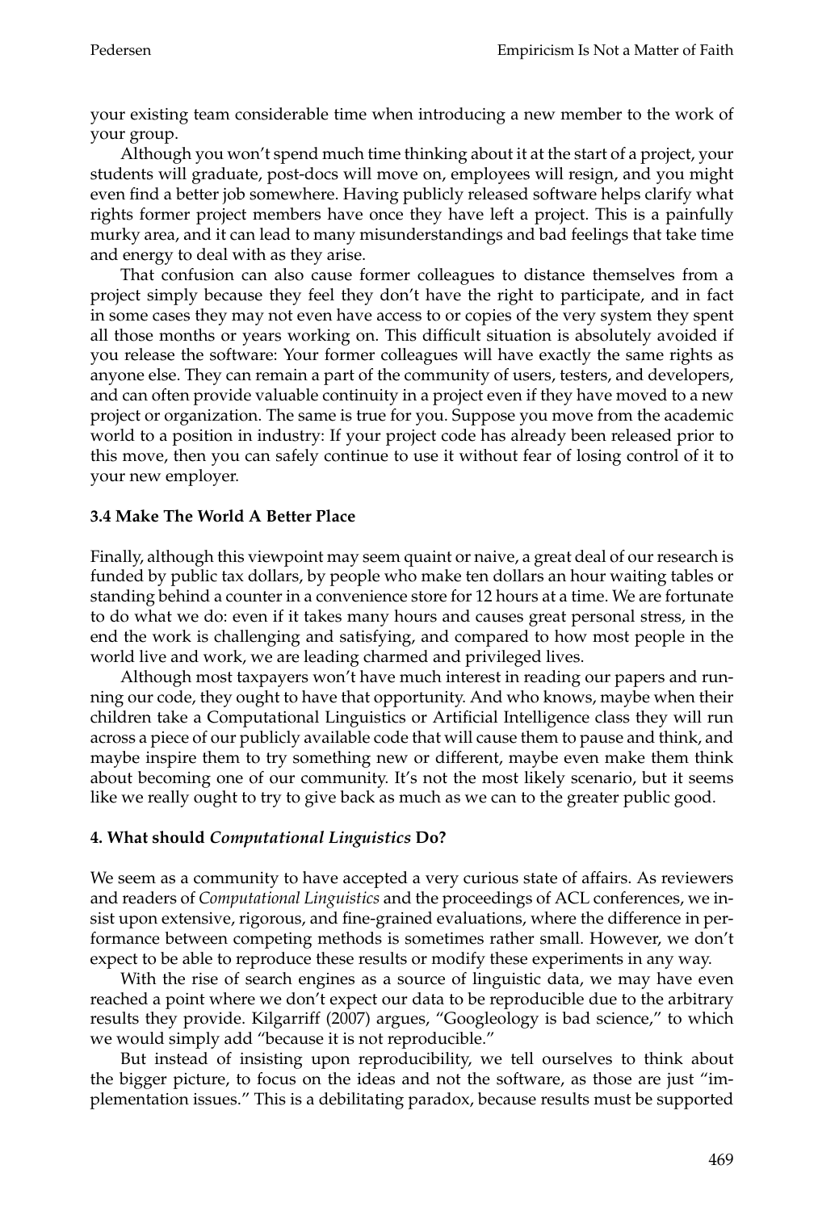your existing team considerable time when introducing a new member to the work of your group.

Although you won't spend much time thinking about it at the start of a project, your students will graduate, post-docs will move on, employees will resign, and you might even find a better job somewhere. Having publicly released software helps clarify what rights former project members have once they have left a project. This is a painfully murky area, and it can lead to many misunderstandings and bad feelings that take time and energy to deal with as they arise.

That confusion can also cause former colleagues to distance themselves from a project simply because they feel they don't have the right to participate, and in fact in some cases they may not even have access to or copies of the very system they spent all those months or years working on. This difficult situation is absolutely avoided if you release the software: Your former colleagues will have exactly the same rights as anyone else. They can remain a part of the community of users, testers, and developers, and can often provide valuable continuity in a project even if they have moved to a new project or organization. The same is true for you. Suppose you move from the academic world to a position in industry: If your project code has already been released prior to this move, then you can safely continue to use it without fear of losing control of it to your new employer.

### 3.4 Make The World A Better Place

Finally, although this viewpoint may seem quaint or naive, a great deal of our research is funded by public tax dollars, by people who make ten dollars an hour waiting tables or standing behind a counter in a convenience store for 12 hours at a time. We are fortunate to do what we do: even if it takes many hours and causes great personal stress, in the end the work is challenging and satisfying, and compared to how most people in the world live and work, we are leading charmed and privileged lives.

Although most taxpayers won't have much interest in reading our papers and running our code, they ought to have that opportunity. And who knows, maybe when their children take a Computational Linguistics or Artificial Intelligence class they will run across a piece of our publicly available code that will cause them to pause and think, and maybe inspire them to try something new or different, maybe even make them think about becoming one of our community. It's not the most likely scenario, but it seems like we really ought to try to give back as much as we can to the greater public good.

## 4. What should *Computational Linguistics* Do?

We seem as a community to have accepted a very curious state of affairs. As reviewers and readers of *Computational Linguistics* and the proceedings of ACL conferences, we insist upon extensive, rigorous, and fine-grained evaluations, where the difference in performance between competing methods is sometimes rather small. However, we don't expect to be able to reproduce these results or modify these experiments in any way.

With the rise of search engines as a source of linguistic data, we may have even reached a point where we don't expect our data to be reproducible due to the arbitrary results they provide. Kilgarriff (2007) argues, "Googleology is bad science," to which we would simply add "because it is not reproducible."

But instead of insisting upon reproducibility, we tell ourselves to think about the bigger picture, to focus on the ideas and not the software, as those are just "implementation issues." This is a debilitating paradox, because results must be supported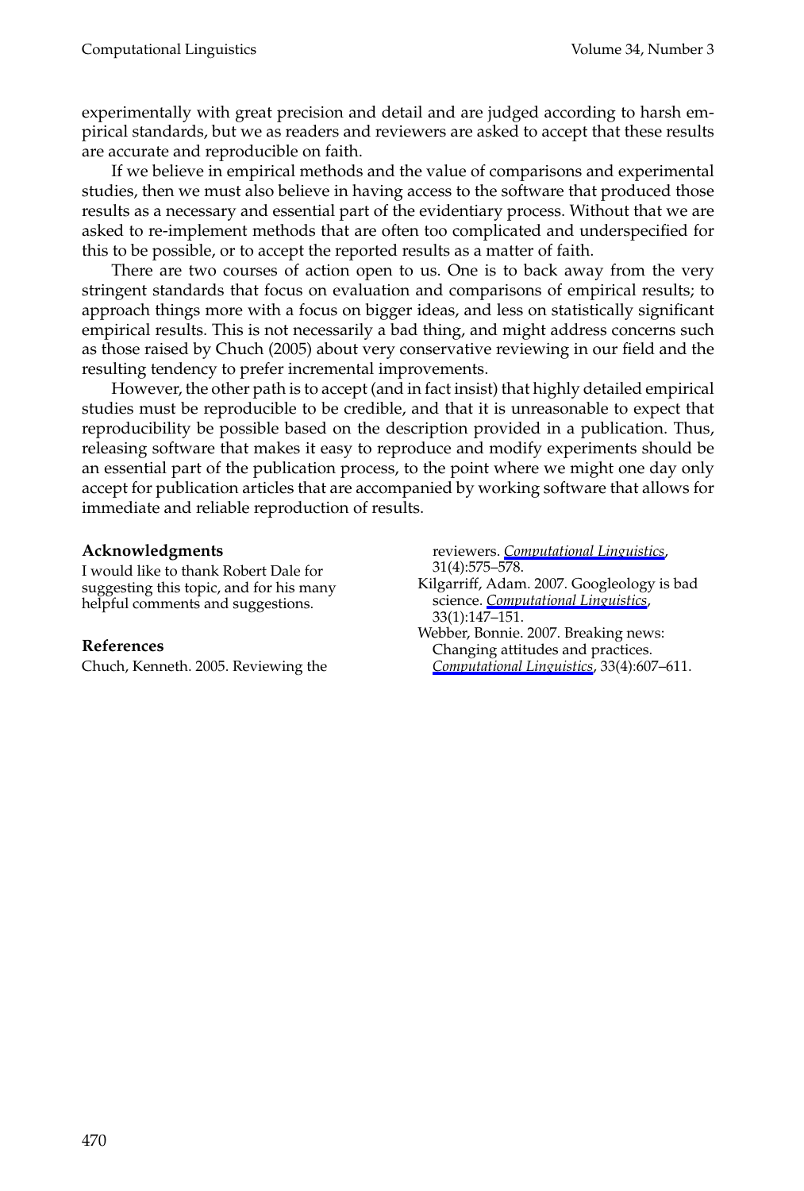experimentally with great precision and detail and are judged according to harsh empirical standards, but we as readers and reviewers are asked to accept that these results are accurate and reproducible on faith.

If we believe in empirical methods and the value of comparisons and experimental studies, then we must also believe in having access to the software that produced those results as a necessary and essential part of the evidentiary process. Without that we are asked to re-implement methods that are often too complicated and underspecified for this to be possible, or to accept the reported results as a matter of faith.

There are two courses of action open to us. One is to back away from the very stringent standards that focus on evaluation and comparisons of empirical results; to approach things more with a focus on bigger ideas, and less on statistically significant empirical results. This is not necessarily a bad thing, and might address concerns such as those raised by Chuch (2005) about very conservative reviewing in our field and the resulting tendency to prefer incremental improvements.

However, the other path is to accept (and in fact insist) that highly detailed empirical studies must be reproducible to be credible, and that it is unreasonable to expect that reproducibility be possible based on the description provided in a publication. Thus, releasing software that makes it easy to reproduce and modify experiments should be an essential part of the publication process, to the point where we might one day only accept for publication articles that are accompanied by working software that allows for immediate and reliable reproduction of results.

### Acknowledgments

I would like to thank Robert Dale for suggesting this topic, and for his many helpful comments and suggestions.

### References

Chuch, Kenneth. 2005. Reviewing the reviewers. *Computational Linguistics*, 31(4):575–578.

Kilgarriff, Adam. 2007. Googleology is bad science. *Computational Linguistics*, 33(1):147–151.

Webber, Bonnie. 2007. Breaking news: Changing attitudes and practices. *Computational Linguistics*, 33(4):607–611.